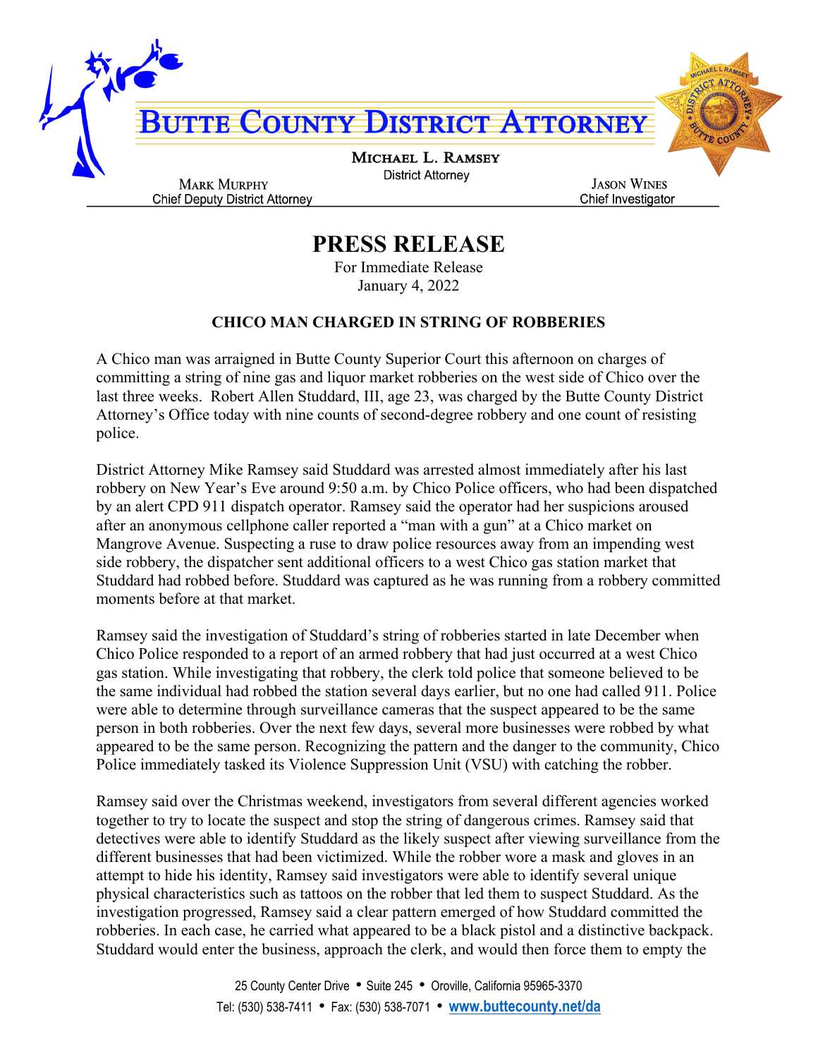# BUTTE COUNTY DISTRICT ATTORNEY

**MICHAEL L. RAMSEY**
District Attorney

**MARK MURPHY**
Chief Deputy District Attorney

**JASON WINES**
Chief Investigator

## PRESS RELEASE

For Immediate Release
January 4, 2022

### CHICO MAN CHARGED IN STRING OF ROBBERIES

A Chico man was arraigned in Butte County Superior Court this afternoon on charges of committing a string of nine gas and liquor market robberies on the west side of Chico over the last three weeks. Robert Allen Studdard, III, age 23, was charged by the Butte County District Attorney's Office today with nine counts of second-degree robbery and one count of resisting police.

District Attorney Mike Ramsey said Studdard was arrested almost immediately after his last robbery on New Year's Eve around 9:50 a.m. by Chico Police officers, who had been dispatched by an alert CPD 911 dispatch operator. Ramsey said the operator had her suspicions aroused after an anonymous cellphone caller reported a "man with a gun" at a Chico market on Mangrove Avenue. Suspecting a ruse to draw police resources away from an impending west side robbery, the dispatcher sent additional officers to a west Chico gas station market that Studdard had robbed before. Studdard was captured as he was running from a robbery committed moments before at that market.

Ramsey said the investigation of Studdard's string of robberies started in late December when Chico Police responded to a report of an armed robbery that had just occurred at a west Chico gas station. While investigating that robbery, the clerk told police that someone believed to be the same individual had robbed the station several days earlier, but no one had called 911. Police were able to determine through surveillance cameras that the suspect appeared to be the same person in both robberies. Over the next few days, several more businesses were robbed by what appeared to be the same person. Recognizing the pattern and the danger to the community, Chico Police immediately tasked its Violence Suppression Unit (VSU) with catching the robber.

Ramsey said over the Christmas weekend, investigators from several different agencies worked together to try to locate the suspect and stop the string of dangerous crimes. Ramsey said that detectives were able to identify Studdard as the likely suspect after viewing surveillance from the different businesses that had been victimized. While the robber wore a mask and gloves in an attempt to hide his identity, Ramsey said investigators were able to identify several unique physical characteristics such as tattoos on the robber that led them to suspect Studdard. As the investigation progressed, Ramsey said a clear pattern emerged of how Studdard committed the robberies. In each case, he carried what appeared to be a black pistol and a distinctive backpack. Studdard would enter the business, approach the clerk, and would then force them to empty the

25 County Center Drive • Suite 245 • Oroville, California 95965-3370
Tel: (530) 538-7411 • Fax: (530) 538-7071 • www.buttecounty.net/da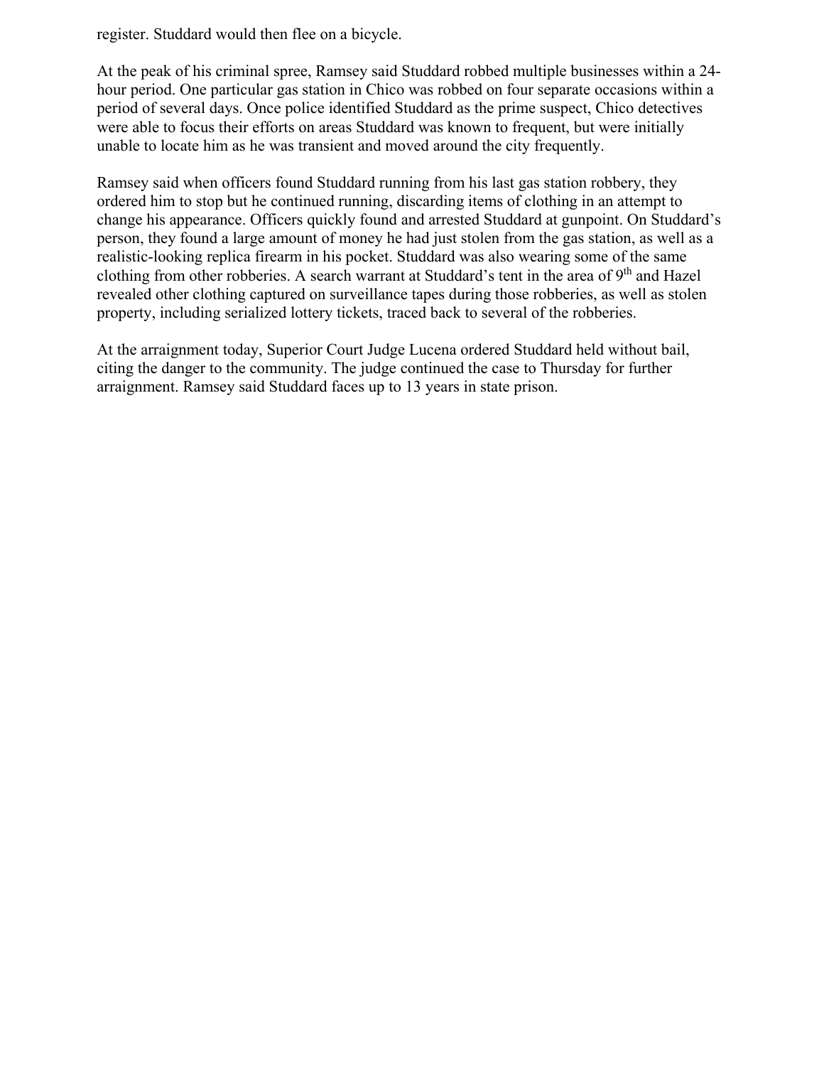register. Studdard would then flee on a bicycle.

At the peak of his criminal spree, Ramsey said Studdard robbed multiple businesses within a 24-hour period. One particular gas station in Chico was robbed on four separate occasions within a period of several days. Once police identified Studdard as the prime suspect, Chico detectives were able to focus their efforts on areas Studdard was known to frequent, but were initially unable to locate him as he was transient and moved around the city frequently.

Ramsey said when officers found Studdard running from his last gas station robbery, they ordered him to stop but he continued running, discarding items of clothing in an attempt to change his appearance. Officers quickly found and arrested Studdard at gunpoint. On Studdard's person, they found a large amount of money he had just stolen from the gas station, as well as a realistic-looking replica firearm in his pocket. Studdard was also wearing some of the same clothing from other robberies. A search warrant at Studdard's tent in the area of 9th and Hazel revealed other clothing captured on surveillance tapes during those robberies, as well as stolen property, including serialized lottery tickets, traced back to several of the robberies.

At the arraignment today, Superior Court Judge Lucena ordered Studdard held without bail, citing the danger to the community. The judge continued the case to Thursday for further arraignment. Ramsey said Studdard faces up to 13 years in state prison.